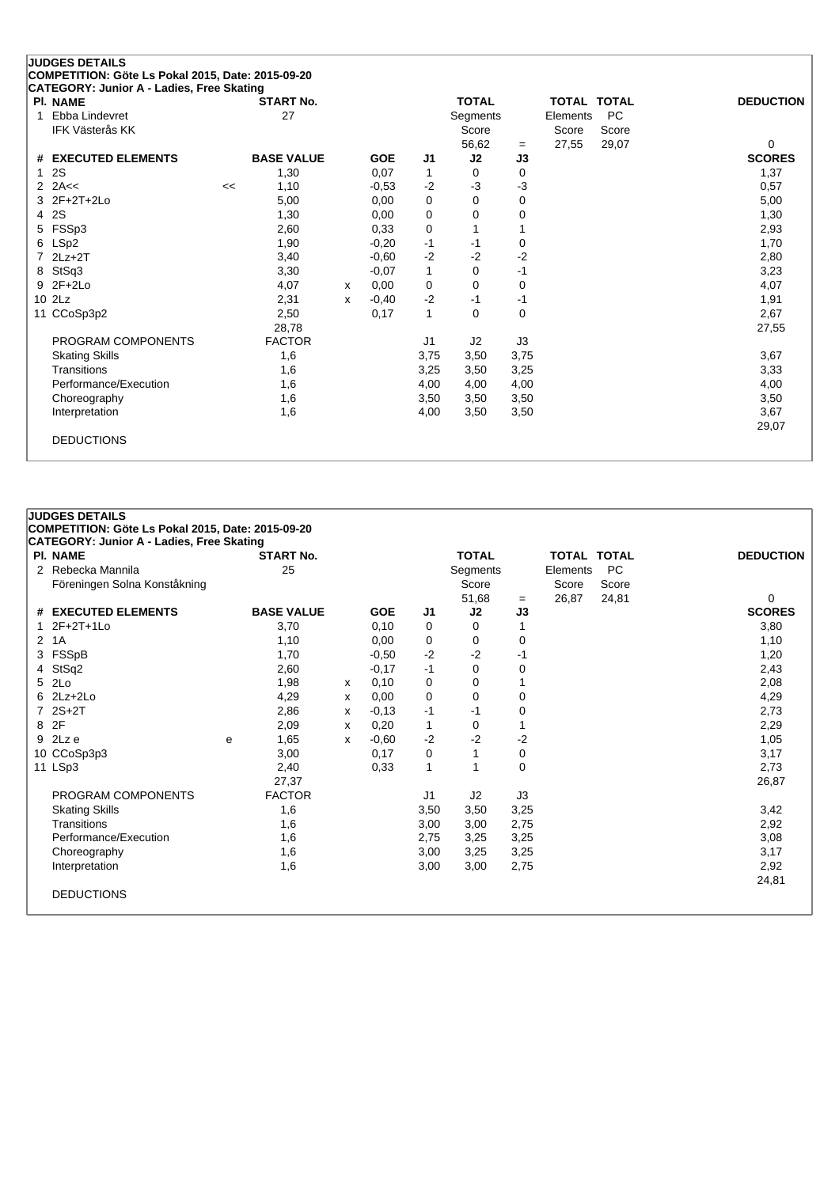## JUDGES DETAILS

**COMPETITION: Göte Ls Pokal 2015, Date: 2015-09-20**

**CATEGORY: Junior A - Ladies, Free Skating**

| Pl. | NAME | START No. | TOTAL Segments Score | = | TOTAL Elements Score | TOTAL PC Score | DEDUCTION |
|---|---|---|---|---|---|---|---|
| 1 | Ebba Lindevret<br>IFK Västerås KK | 27 | 56,62 | = | 27,55 | 29,07 | 0 |

| # | EXECUTED ELEMENTS | | BASE VALUE | | GOE | J1 | J2 | J3 | SCORES |
|---|---|---|---|---|---|---|---|---|---|
| 1 | 2S | | 1,30 | | 0,07 | 1 | 0 | 0 | 1,37 |
| 2 | 2A<< | << | 1,10 | | -0,53 | -2 | -3 | -3 | 0,57 |
| 3 | 2F+2T+2Lo | | 5,00 | | 0,00 | 0 | 0 | 0 | 5,00 |
| 4 | 2S | | 1,30 | | 0,00 | 0 | 0 | 0 | 1,30 |
| 5 | FSSp3 | | 2,60 | | 0,33 | 0 | 1 | 1 | 2,93 |
| 6 | LSp2 | | 1,90 | | -0,20 | -1 | -1 | 0 | 1,70 |
| 7 | 2Lz+2T | | 3,40 | | -0,60 | -2 | -2 | -2 | 2,80 |
| 8 | StSq3 | | 3,30 | | -0,07 | 1 | 0 | -1 | 3,23 |
| 9 | 2F+2Lo | | 4,07 | x | 0,00 | 0 | 0 | 0 | 4,07 |
| 10 | 2Lz | | 2,31 | x | -0,40 | -2 | -1 | -1 | 1,91 |
| 11 | CCoSp3p2 | | 2,50 | | 0,17 | 1 | 0 | 0 | 2,67 |
| | | | 28,78 | | | | | | 27,55 |

| PROGRAM COMPONENTS | FACTOR | J1 | J2 | J3 | |
|---|---|---|---|---|---|
| Skating Skills | 1,6 | 3,75 | 3,50 | 3,75 | 3,67 |
| Transitions | 1,6 | 3,25 | 3,50 | 3,25 | 3,33 |
| Performance/Execution | 1,6 | 4,00 | 4,00 | 4,00 | 4,00 |
| Choreography | 1,6 | 3,50 | 3,50 | 3,50 | 3,50 |
| Interpretation | 1,6 | 4,00 | 3,50 | 3,50 | 3,67 |
| | | | | | 29,07 |

DEDUCTIONS

## JUDGES DETAILS

**COMPETITION: Göte Ls Pokal 2015, Date: 2015-09-20**

**CATEGORY: Junior A - Ladies, Free Skating**

| Pl. | NAME | START No. | TOTAL Segments Score | = | TOTAL Elements Score | TOTAL PC Score | DEDUCTION |
|---|---|---|---|---|---|---|---|
| 2 | Rebecka Mannila<br>Föreningen Solna Konståkning | 25 | 51,68 | = | 26,87 | 24,81 | 0 |

| # | EXECUTED ELEMENTS | | BASE VALUE | | GOE | J1 | J2 | J3 | SCORES |
|---|---|---|---|---|---|---|---|---|---|
| 1 | 2F+2T+1Lo | | 3,70 | | 0,10 | 0 | 0 | 1 | 3,80 |
| 2 | 1A | | 1,10 | | 0,00 | 0 | 0 | 0 | 1,10 |
| 3 | FSSpB | | 1,70 | | -0,50 | -2 | -2 | -1 | 1,20 |
| 4 | StSq2 | | 2,60 | | -0,17 | -1 | 0 | 0 | 2,43 |
| 5 | 2Lo | | 1,98 | x | 0,10 | 0 | 0 | 1 | 2,08 |
| 6 | 2Lz+2Lo | | 4,29 | x | 0,00 | 0 | 0 | 0 | 4,29 |
| 7 | 2S+2T | | 2,86 | x | -0,13 | -1 | -1 | 0 | 2,73 |
| 8 | 2F | | 2,09 | x | 0,20 | 1 | 0 | 1 | 2,29 |
| 9 | 2Lz e | e | 1,65 | x | -0,60 | -2 | -2 | -2 | 1,05 |
| 10 | CCoSp3p3 | | 3,00 | | 0,17 | 0 | 1 | 0 | 3,17 |
| 11 | LSp3 | | 2,40 | | 0,33 | 1 | 1 | 0 | 2,73 |
| | | | 27,37 | | | | | | 26,87 |

| PROGRAM COMPONENTS | FACTOR | J1 | J2 | J3 | |
|---|---|---|---|---|---|
| Skating Skills | 1,6 | 3,50 | 3,50 | 3,25 | 3,42 |
| Transitions | 1,6 | 3,00 | 3,00 | 2,75 | 2,92 |
| Performance/Execution | 1,6 | 2,75 | 3,25 | 3,25 | 3,08 |
| Choreography | 1,6 | 3,00 | 3,25 | 3,25 | 3,17 |
| Interpretation | 1,6 | 3,00 | 3,00 | 2,75 | 2,92 |
| | | | | | 24,81 |

DEDUCTIONS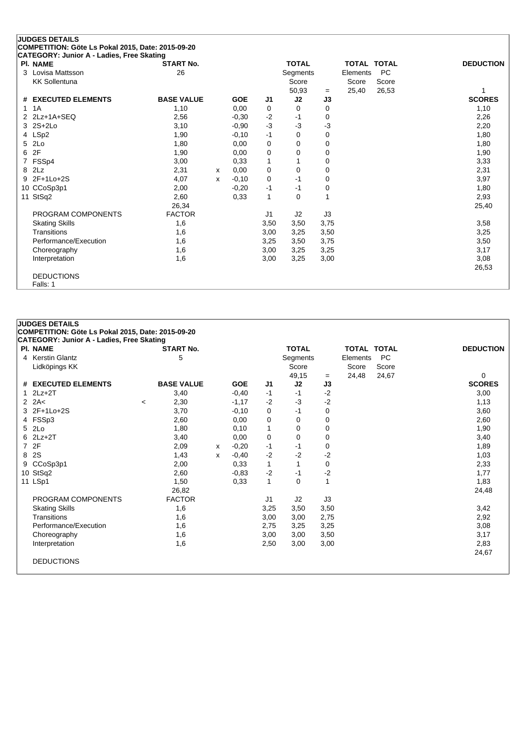## JUDGES DETAILS

**COMPETITION: Göte Ls Pokal 2015, Date: 2015-09-20**

**CATEGORY: Junior A - Ladies, Free Skating**

| Pl. NAME | START No. | TOTAL Segments Score | = | TOTAL Elements Score | TOTAL PC Score | DEDUCTION |
|---|---|---|---|---|---|---|
| 3 Lovisa Mattsson, KK Sollentuna | 26 | 50,93 | = | 25,40 | 26,53 | 1 |

| # | EXECUTED ELEMENTS | | BASE VALUE | | GOE | J1 | J2 | J3 | SCORES |
|---|---|---|---|---|---|---|---|---|---|
| 1 | 1A | | 1,10 | | 0,00 | 0 | 0 | 0 | 1,10 |
| 2 | 2Lz+1A+SEQ | | 2,56 | | -0,30 | -2 | -1 | 0 | 2,26 |
| 3 | 2S+2Lo | | 3,10 | | -0,90 | -3 | -3 | -3 | 2,20 |
| 4 | LSp2 | | 1,90 | | -0,10 | -1 | 0 | 0 | 1,80 |
| 5 | 2Lo | | 1,80 | | 0,00 | 0 | 0 | 0 | 1,80 |
| 6 | 2F | | 1,90 | | 0,00 | 0 | 0 | 0 | 1,90 |
| 7 | FSSp4 | | 3,00 | | 0,33 | 1 | 1 | 0 | 3,33 |
| 8 | 2Lz | | 2,31 | x | 0,00 | 0 | 0 | 0 | 2,31 |
| 9 | 2F+1Lo+2S | | 4,07 | x | -0,10 | 0 | -1 | 0 | 3,97 |
| 10 | CCoSp3p1 | | 2,00 | | -0,20 | -1 | -1 | 0 | 1,80 |
| 11 | StSq2 | | 2,60 | | 0,33 | 1 | 0 | 1 | 2,93 |
| | | | 26,34 | | | | | | 25,40 |

| PROGRAM COMPONENTS | FACTOR | J1 | J2 | J3 | SCORES |
|---|---|---|---|---|---|
| Skating Skills | 1,6 | 3,50 | 3,50 | 3,75 | 3,58 |
| Transitions | 1,6 | 3,00 | 3,25 | 3,50 | 3,25 |
| Performance/Execution | 1,6 | 3,25 | 3,50 | 3,75 | 3,50 |
| Choreography | 1,6 | 3,00 | 3,25 | 3,25 | 3,17 |
| Interpretation | 1,6 | 3,00 | 3,25 | 3,00 | 3,08 |
| | | | | | 26,53 |

DEDUCTIONS

Falls: 1

## JUDGES DETAILS

**COMPETITION: Göte Ls Pokal 2015, Date: 2015-09-20**

**CATEGORY: Junior A - Ladies, Free Skating**

| Pl. NAME | START No. | TOTAL Segments Score | = | TOTAL Elements Score | TOTAL PC Score | DEDUCTION |
|---|---|---|---|---|---|---|
| 4 Kerstin Glantz, Lidköpings KK | 5 | 49,15 | = | 24,48 | 24,67 | 0 |

| # | EXECUTED ELEMENTS | | BASE VALUE | | GOE | J1 | J2 | J3 | SCORES |
|---|---|---|---|---|---|---|---|---|---|
| 1 | 2Lz+2T | | 3,40 | | -0,40 | -1 | -1 | -2 | 3,00 |
| 2 | 2A< | < | 2,30 | | -1,17 | -2 | -3 | -2 | 1,13 |
| 3 | 2F+1Lo+2S | | 3,70 | | -0,10 | 0 | -1 | 0 | 3,60 |
| 4 | FSSp3 | | 2,60 | | 0,00 | 0 | 0 | 0 | 2,60 |
| 5 | 2Lo | | 1,80 | | 0,10 | 1 | 0 | 0 | 1,90 |
| 6 | 2Lz+2T | | 3,40 | | 0,00 | 0 | 0 | 0 | 3,40 |
| 7 | 2F | | 2,09 | x | -0,20 | -1 | -1 | 0 | 1,89 |
| 8 | 2S | | 1,43 | x | -0,40 | -2 | -2 | -2 | 1,03 |
| 9 | CCoSp3p1 | | 2,00 | | 0,33 | 1 | 1 | 0 | 2,33 |
| 10 | StSq2 | | 2,60 | | -0,83 | -2 | -1 | -2 | 1,77 |
| 11 | LSp1 | | 1,50 | | 0,33 | 1 | 0 | 1 | 1,83 |
| | | | 26,82 | | | | | | 24,48 |

| PROGRAM COMPONENTS | FACTOR | J1 | J2 | J3 | SCORES |
|---|---|---|---|---|---|
| Skating Skills | 1,6 | 3,25 | 3,50 | 3,50 | 3,42 |
| Transitions | 1,6 | 3,00 | 3,00 | 2,75 | 2,92 |
| Performance/Execution | 1,6 | 2,75 | 3,25 | 3,25 | 3,08 |
| Choreography | 1,6 | 3,00 | 3,00 | 3,50 | 3,17 |
| Interpretation | 1,6 | 2,50 | 3,00 | 3,00 | 2,83 |
| | | | | | 24,67 |

DEDUCTIONS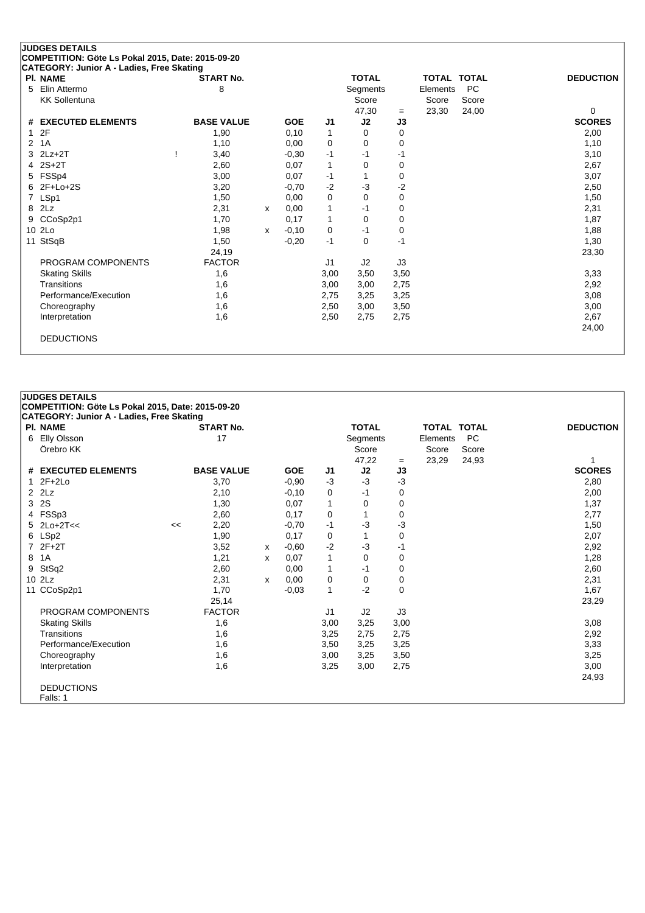## JUDGES DETAILS

**COMPETITION: Göte Ls Pokal 2015, Date: 2015-09-20**

**CATEGORY: Junior A - Ladies, Free Skating**

| Pl. | NAME | START No. | TOTAL Segments Score | | TOTAL Elements Score | TOTAL PC Score | DEDUCTION |
|---|---|---|---|---|---|---|---|
| 5 | Elin Attermo | 8 | 47,30 | = | 23,30 | 24,00 | 0 |
| | KK Sollentuna | | | | | | |

| # | EXECUTED ELEMENTS | | BASE VALUE | | GOE | J1 | J2 | J3 | SCORES |
|---|---|---|---|---|---|---|---|---|---|
| 1 | 2F | | 1,90 | | 0,10 | 1 | 0 | 0 | 2,00 |
| 2 | 1A | | 1,10 | | 0,00 | 0 | 0 | 0 | 1,10 |
| 3 | 2Lz+2T | ! | 3,40 | | -0,30 | -1 | -1 | -1 | 3,10 |
| 4 | 2S+2T | | 2,60 | | 0,07 | 1 | 0 | 0 | 2,67 |
| 5 | FSSp4 | | 3,00 | | 0,07 | -1 | 1 | 0 | 3,07 |
| 6 | 2F+Lo+2S | | 3,20 | | -0,70 | -2 | -3 | -2 | 2,50 |
| 7 | LSp1 | | 1,50 | | 0,00 | 0 | 0 | 0 | 1,50 |
| 8 | 2Lz | | 2,31 | x | 0,00 | 1 | -1 | 0 | 2,31 |
| 9 | CCoSp2p1 | | 1,70 | | 0,17 | 1 | 0 | 0 | 1,87 |
| 10 | 2Lo | | 1,98 | x | -0,10 | 0 | -1 | 0 | 1,88 |
| 11 | StSqB | | 1,50 | | -0,20 | -1 | 0 | -1 | 1,30 |
| | | | 24,19 | | | | | | 23,30 |
| | PROGRAM COMPONENTS | | FACTOR | | | J1 | J2 | J3 | |
| | Skating Skills | | 1,6 | | | 3,00 | 3,50 | 3,50 | 3,33 |
| | Transitions | | 1,6 | | | 3,00 | 3,00 | 2,75 | 2,92 |
| | Performance/Execution | | 1,6 | | | 2,75 | 3,25 | 3,25 | 3,08 |
| | Choreography | | 1,6 | | | 2,50 | 3,00 | 3,50 | 3,00 |
| | Interpretation | | 1,6 | | | 2,50 | 2,75 | 2,75 | 2,67 |
| | | | | | | | | | 24,00 |
| | DEDUCTIONS | | | | | | | | |

## JUDGES DETAILS

**COMPETITION: Göte Ls Pokal 2015, Date: 2015-09-20**

**CATEGORY: Junior A - Ladies, Free Skating**

| Pl. | NAME | START No. | TOTAL Segments Score | | TOTAL Elements Score | TOTAL PC Score | DEDUCTION |
|---|---|---|---|---|---|---|---|
| 6 | Elly Olsson | 17 | 47,22 | = | 23,29 | 24,93 | 1 |
| | Örebro KK | | | | | | |

| # | EXECUTED ELEMENTS | | BASE VALUE | | GOE | J1 | J2 | J3 | SCORES |
|---|---|---|---|---|---|---|---|---|---|
| 1 | 2F+2Lo | | 3,70 | | -0,90 | -3 | -3 | -3 | 2,80 |
| 2 | 2Lz | | 2,10 | | -0,10 | 0 | -1 | 0 | 2,00 |
| 3 | 2S | | 1,30 | | 0,07 | 1 | 0 | 0 | 1,37 |
| 4 | FSSp3 | | 2,60 | | 0,17 | 0 | 1 | 0 | 2,77 |
| 5 | 2Lo+2T<< | << | 2,20 | | -0,70 | -1 | -3 | -3 | 1,50 |
| 6 | LSp2 | | 1,90 | | 0,17 | 0 | 1 | 0 | 2,07 |
| 7 | 2F+2T | | 3,52 | x | -0,60 | -2 | -3 | -1 | 2,92 |
| 8 | 1A | | 1,21 | x | 0,07 | 1 | 0 | 0 | 1,28 |
| 9 | StSq2 | | 2,60 | | 0,00 | 1 | -1 | 0 | 2,60 |
| 10 | 2Lz | | 2,31 | x | 0,00 | 0 | 0 | 0 | 2,31 |
| 11 | CCoSp2p1 | | 1,70 | | -0,03 | 1 | -2 | 0 | 1,67 |
| | | | 25,14 | | | | | | 23,29 |
| | PROGRAM COMPONENTS | | FACTOR | | | J1 | J2 | J3 | |
| | Skating Skills | | 1,6 | | | 3,00 | 3,25 | 3,00 | 3,08 |
| | Transitions | | 1,6 | | | 3,25 | 2,75 | 2,75 | 2,92 |
| | Performance/Execution | | 1,6 | | | 3,50 | 3,25 | 3,25 | 3,33 |
| | Choreography | | 1,6 | | | 3,00 | 3,25 | 3,50 | 3,25 |
| | Interpretation | | 1,6 | | | 3,25 | 3,00 | 2,75 | 3,00 |
| | | | | | | | | | 24,93 |
| | DEDUCTIONS | | | | | | | | |
| | Falls: 1 | | | | | | | | |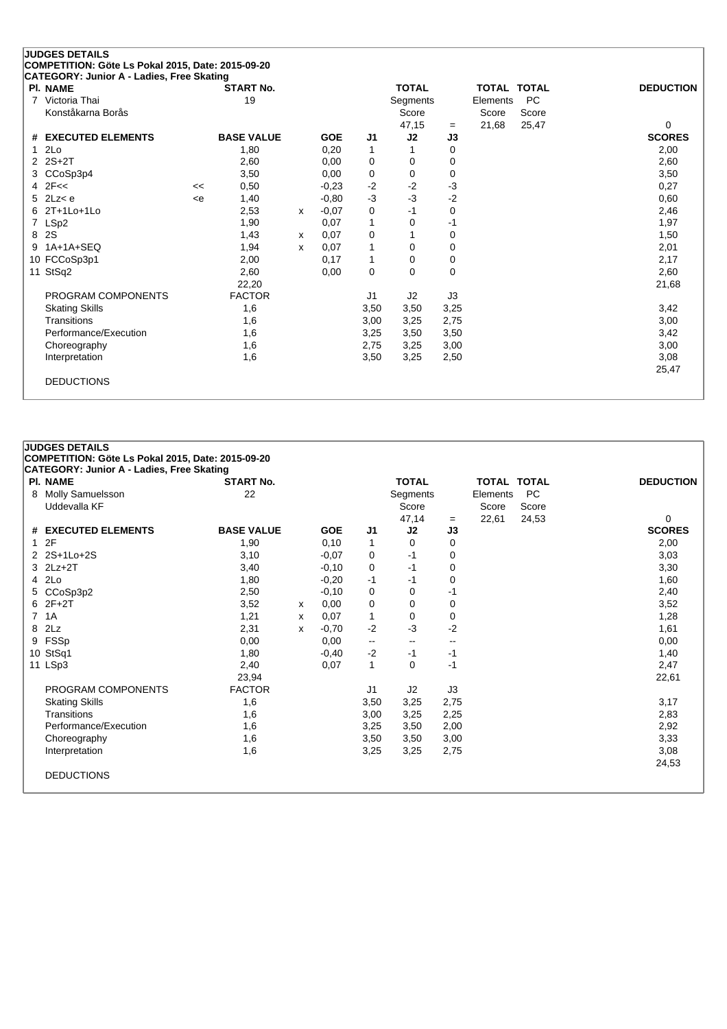## JUDGES DETAILS

**COMPETITION: Göte Ls Pokal 2015, Date: 2015-09-20**

**CATEGORY: Junior A - Ladies, Free Skating**

| Pl. NAME | START No. | TOTAL Segments Score | = | TOTAL Elements Score | TOTAL PC Score | DEDUCTION |
|---|---|---|---|---|---|---|
| 7 Victoria Thai<br>Konståkarna Borås | 19 | 47,15 | = | 21,68 | 25,47 | 0 |

| # | EXECUTED ELEMENTS | | BASE VALUE | | GOE | J1 | J2 | J3 | SCORES |
|---|---|---|---|---|---|---|---|---|---|
| 1 | 2Lo | | 1,80 | | 0,20 | 1 | 1 | 0 | 2,00 |
| 2 | 2S+2T | | 2,60 | | 0,00 | 0 | 0 | 0 | 2,60 |
| 3 | CCoSp3p4 | | 3,50 | | 0,00 | 0 | 0 | 0 | 3,50 |
| 4 | 2F<< | << | 0,50 | | -0,23 | -2 | -2 | -3 | 0,27 |
| 5 | 2Lz< e | <e | 1,40 | | -0,80 | -3 | -3 | -2 | 0,60 |
| 6 | 2T+1Lo+1Lo | | 2,53 | x | -0,07 | 0 | -1 | 0 | 2,46 |
| 7 | LSp2 | | 1,90 | | 0,07 | 1 | 0 | -1 | 1,97 |
| 8 | 2S | | 1,43 | x | 0,07 | 0 | 1 | 0 | 1,50 |
| 9 | 1A+1A+SEQ | | 1,94 | x | 0,07 | 1 | 0 | 0 | 2,01 |
| 10 | FCCoSp3p1 | | 2,00 | | 0,17 | 1 | 0 | 0 | 2,17 |
| 11 | StSq2 | | 2,60 | | 0,00 | 0 | 0 | 0 | 2,60 |
| | | | 22,20 | | | | | | 21,68 |
| | PROGRAM COMPONENTS | | FACTOR | | | J1 | J2 | J3 | |
| | Skating Skills | | 1,6 | | | 3,50 | 3,50 | 3,25 | 3,42 |
| | Transitions | | 1,6 | | | 3,00 | 3,25 | 2,75 | 3,00 |
| | Performance/Execution | | 1,6 | | | 3,25 | 3,50 | 3,50 | 3,42 |
| | Choreography | | 1,6 | | | 2,75 | 3,25 | 3,00 | 3,00 |
| | Interpretation | | 1,6 | | | 3,50 | 3,25 | 2,50 | 3,08 |
| | | | | | | | | | 25,47 |
| | DEDUCTIONS | | | | | | | | |

## JUDGES DETAILS

**COMPETITION: Göte Ls Pokal 2015, Date: 2015-09-20**

**CATEGORY: Junior A - Ladies, Free Skating**

| Pl. NAME | START No. | TOTAL Segments Score | = | TOTAL Elements Score | TOTAL PC Score | DEDUCTION |
|---|---|---|---|---|---|---|
| 8 Molly Samuelsson<br>Uddevalla KF | 22 | 47,14 | = | 22,61 | 24,53 | 0 |

| # | EXECUTED ELEMENTS | | BASE VALUE | | GOE | J1 | J2 | J3 | SCORES |
|---|---|---|---|---|---|---|---|---|---|
| 1 | 2F | | 1,90 | | 0,10 | 1 | 0 | 0 | 2,00 |
| 2 | 2S+1Lo+2S | | 3,10 | | -0,07 | 0 | -1 | 0 | 3,03 |
| 3 | 2Lz+2T | | 3,40 | | -0,10 | 0 | -1 | 0 | 3,30 |
| 4 | 2Lo | | 1,80 | | -0,20 | -1 | -1 | 0 | 1,60 |
| 5 | CCoSp3p2 | | 2,50 | | -0,10 | 0 | 0 | -1 | 2,40 |
| 6 | 2F+2T | | 3,52 | x | 0,00 | 0 | 0 | 0 | 3,52 |
| 7 | 1A | | 1,21 | x | 0,07 | 1 | 0 | 0 | 1,28 |
| 8 | 2Lz | | 2,31 | x | -0,70 | -2 | -3 | -2 | 1,61 |
| 9 | FSSp | | 0,00 | | 0,00 | -- | -- | -- | 0,00 |
| 10 | StSq1 | | 1,80 | | -0,40 | -2 | -1 | -1 | 1,40 |
| 11 | LSp3 | | 2,40 | | 0,07 | 1 | 0 | -1 | 2,47 |
| | | | 23,94 | | | | | | 22,61 |
| | PROGRAM COMPONENTS | | FACTOR | | | J1 | J2 | J3 | |
| | Skating Skills | | 1,6 | | | 3,50 | 3,25 | 2,75 | 3,17 |
| | Transitions | | 1,6 | | | 3,00 | 3,25 | 2,25 | 2,83 |
| | Performance/Execution | | 1,6 | | | 3,25 | 3,50 | 2,00 | 2,92 |
| | Choreography | | 1,6 | | | 3,50 | 3,50 | 3,00 | 3,33 |
| | Interpretation | | 1,6 | | | 3,25 | 3,25 | 2,75 | 3,08 |
| | | | | | | | | | 24,53 |
| | DEDUCTIONS | | | | | | | | |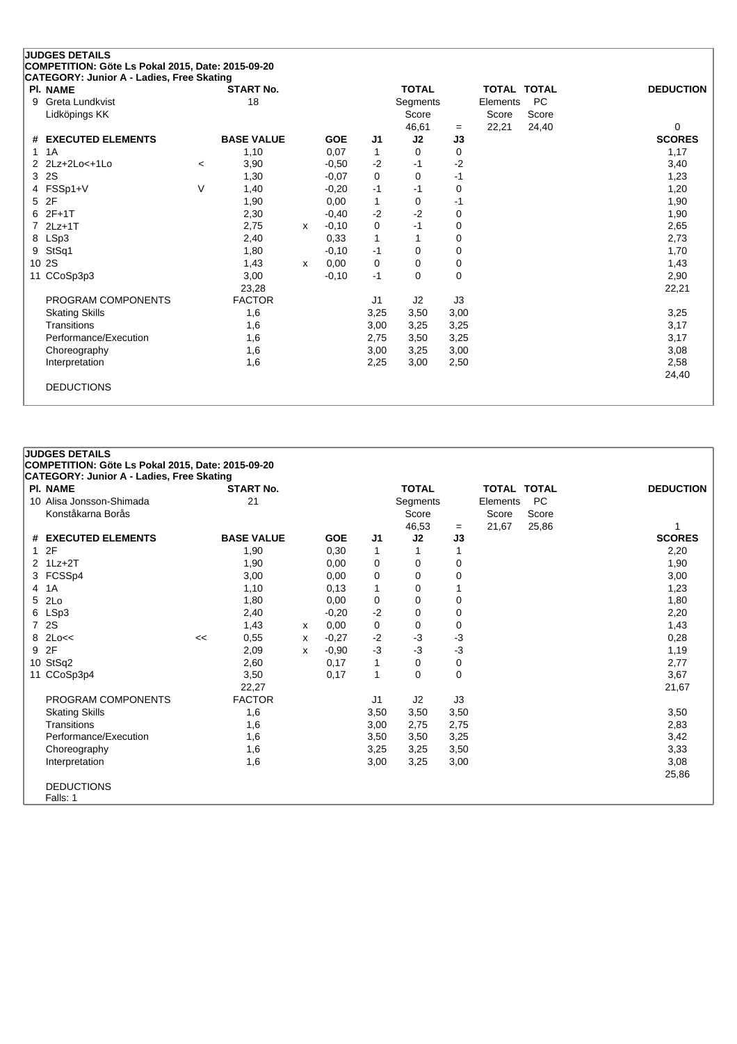## JUDGES DETAILS

**COMPETITION: Göte Ls Pokal 2015, Date: 2015-09-20**

**CATEGORY: Junior A - Ladies, Free Skating**

| Pl. | NAME | START No. | TOTAL Segments Score | = | TOTAL Elements Score | TOTAL PC Score | DEDUCTION |
|---|---|---|---|---|---|---|---|
| 9 | Greta Lundkvist<br>Lidköpings KK | 18 | 46,61 | = | 22,21 | 24,40 | 0 |

| # | EXECUTED ELEMENTS | | BASE VALUE | | GOE | J1 | J2 | J3 | SCORES |
|---|---|---|---|---|---|---|---|---|---|
| 1 | 1A | | 1,10 | | 0,07 | 1 | 0 | 0 | 1,17 |
| 2 | 2Lz+2Lo<+1Lo | < | 3,90 | | -0,50 | -2 | -1 | -2 | 3,40 |
| 3 | 2S | | 1,30 | | -0,07 | 0 | 0 | -1 | 1,23 |
| 4 | FSSp1+V | V | 1,40 | | -0,20 | -1 | -1 | 0 | 1,20 |
| 5 | 2F | | 1,90 | | 0,00 | 1 | 0 | -1 | 1,90 |
| 6 | 2F+1T | | 2,30 | | -0,40 | -2 | -2 | 0 | 1,90 |
| 7 | 2Lz+1T | | 2,75 | x | -0,10 | 0 | -1 | 0 | 2,65 |
| 8 | LSp3 | | 2,40 | | 0,33 | 1 | 1 | 0 | 2,73 |
| 9 | StSq1 | | 1,80 | | -0,10 | -1 | 0 | 0 | 1,70 |
| 10 | 2S | | 1,43 | x | 0,00 | 0 | 0 | 0 | 1,43 |
| 11 | CCoSp3p3 | | 3,00 | | -0,10 | -1 | 0 | 0 | 2,90 |
| | | | 23,28 | | | | | | 22,21 |

| PROGRAM COMPONENTS | FACTOR | J1 | J2 | J3 | SCORES |
|---|---|---|---|---|---|
| Skating Skills | 1,6 | 3,25 | 3,50 | 3,00 | 3,25 |
| Transitions | 1,6 | 3,00 | 3,25 | 3,25 | 3,17 |
| Performance/Execution | 1,6 | 2,75 | 3,50 | 3,25 | 3,17 |
| Choreography | 1,6 | 3,00 | 3,25 | 3,00 | 3,08 |
| Interpretation | 1,6 | 2,25 | 3,00 | 2,50 | 2,58 |
| | | | | | 24,40 |

DEDUCTIONS

## JUDGES DETAILS

**COMPETITION: Göte Ls Pokal 2015, Date: 2015-09-20**

**CATEGORY: Junior A - Ladies, Free Skating**

| Pl. | NAME | START No. | TOTAL Segments Score | = | TOTAL Elements Score | TOTAL PC Score | DEDUCTION |
|---|---|---|---|---|---|---|---|
| 10 | Alisa Jonsson-Shimada<br>Konståkarna Borås | 21 | 46,53 | = | 21,67 | 25,86 | 1 |

| # | EXECUTED ELEMENTS | | BASE VALUE | | GOE | J1 | J2 | J3 | SCORES |
|---|---|---|---|---|---|---|---|---|---|
| 1 | 2F | | 1,90 | | 0,30 | 1 | 1 | 1 | 2,20 |
| 2 | 1Lz+2T | | 1,90 | | 0,00 | 0 | 0 | 0 | 1,90 |
| 3 | FCSSp4 | | 3,00 | | 0,00 | 0 | 0 | 0 | 3,00 |
| 4 | 1A | | 1,10 | | 0,13 | 1 | 0 | 1 | 1,23 |
| 5 | 2Lo | | 1,80 | | 0,00 | 0 | 0 | 0 | 1,80 |
| 6 | LSp3 | | 2,40 | | -0,20 | -2 | 0 | 0 | 2,20 |
| 7 | 2S | | 1,43 | x | 0,00 | 0 | 0 | 0 | 1,43 |
| 8 | 2Lo<< | << | 0,55 | x | -0,27 | -2 | -3 | -3 | 0,28 |
| 9 | 2F | | 2,09 | x | -0,90 | -3 | -3 | -3 | 1,19 |
| 10 | StSq2 | | 2,60 | | 0,17 | 1 | 0 | 0 | 2,77 |
| 11 | CCoSp3p4 | | 3,50 | | 0,17 | 1 | 0 | 0 | 3,67 |
| | | | 22,27 | | | | | | 21,67 |

| PROGRAM COMPONENTS | FACTOR | J1 | J2 | J3 | SCORES |
|---|---|---|---|---|---|
| Skating Skills | 1,6 | 3,50 | 3,50 | 3,50 | 3,50 |
| Transitions | 1,6 | 3,00 | 2,75 | 2,75 | 2,83 |
| Performance/Execution | 1,6 | 3,50 | 3,50 | 3,25 | 3,42 |
| Choreography | 1,6 | 3,25 | 3,25 | 3,50 | 3,33 |
| Interpretation | 1,6 | 3,00 | 3,25 | 3,00 | 3,08 |
| | | | | | 25,86 |

DEDUCTIONS

Falls: 1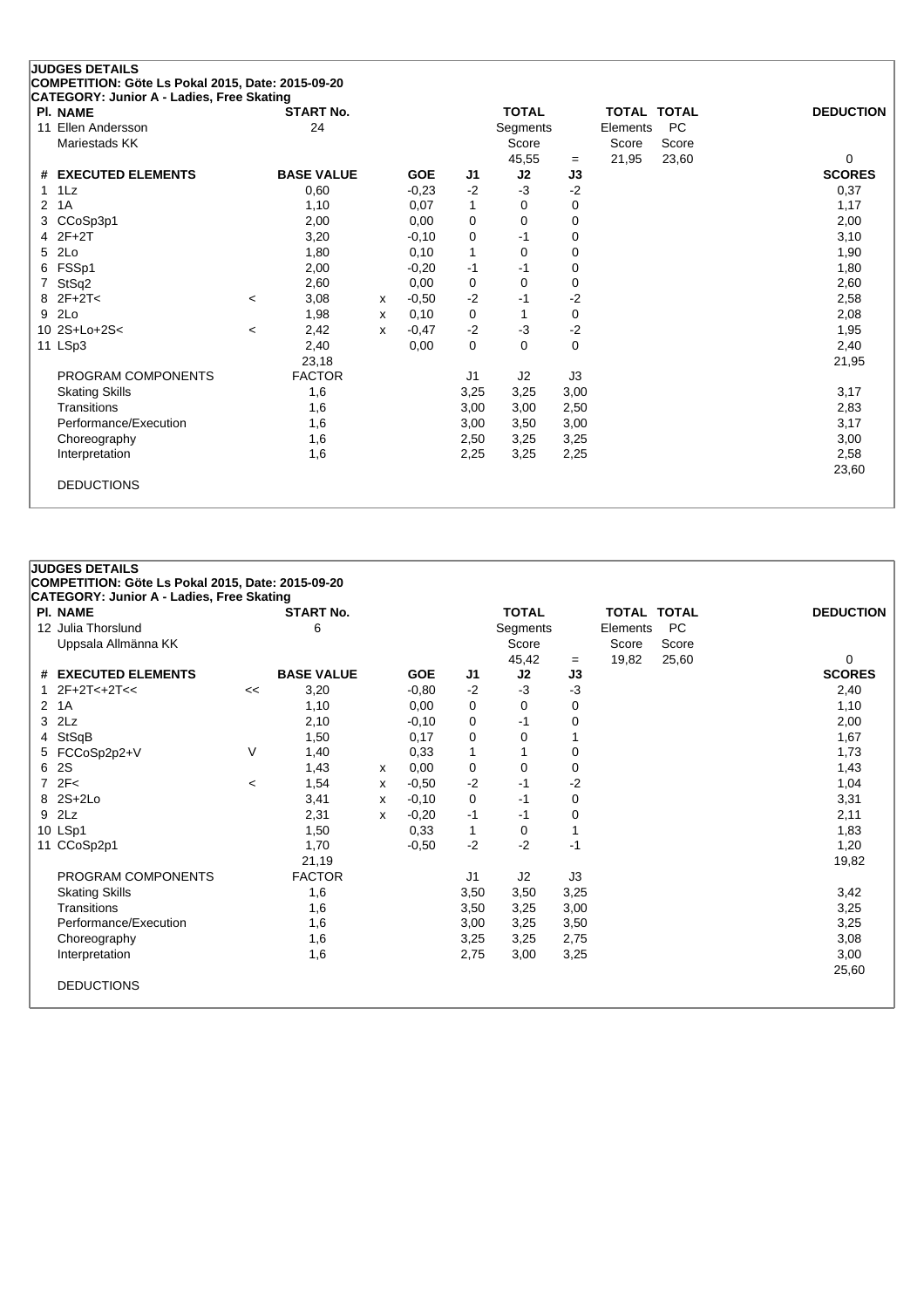**JUDGES DETAILS**
**COMPETITION: Göte Ls Pokal 2015, Date: 2015-09-20**
**CATEGORY: Junior A - Ladies, Free Skating**

| Pl. | NAME | START No. | TOTAL Segments Score | = | TOTAL Elements Score | TOTAL PC Score | DEDUCTION |
|---|---|---|---|---|---|---|---|
| 11 | Ellen Andersson<br>Mariestads KK | 24 | 45,55 | = | 21,95 | 23,60 | 0 |

| # | EXECUTED ELEMENTS | | BASE VALUE | | GOE | J1 | J2 | J3 | SCORES |
|---|---|---|---|---|---|---|---|---|---|
| 1 | 1Lz | | 0,60 | | -0,23 | -2 | -3 | -2 | 0,37 |
| 2 | 1A | | 1,10 | | 0,07 | 1 | 0 | 0 | 1,17 |
| 3 | CCoSp3p1 | | 2,00 | | 0,00 | 0 | 0 | 0 | 2,00 |
| 4 | 2F+2T | | 3,20 | | -0,10 | 0 | -1 | 0 | 3,10 |
| 5 | 2Lo | | 1,80 | | 0,10 | 1 | 0 | 0 | 1,90 |
| 6 | FSSp1 | | 2,00 | | -0,20 | -1 | -1 | 0 | 1,80 |
| 7 | StSq2 | | 2,60 | | 0,00 | 0 | 0 | 0 | 2,60 |
| 8 | 2F+2T< | < | 3,08 | x | -0,50 | -2 | -1 | -2 | 2,58 |
| 9 | 2Lo | | 1,98 | x | 0,10 | 0 | 1 | 0 | 2,08 |
| 10 | 2S+Lo+2S< | < | 2,42 | x | -0,47 | -2 | -3 | -2 | 1,95 |
| 11 | LSp3 | | 2,40 | | 0,00 | 0 | 0 | 0 | 2,40 |
| | | | 23,18 | | | | | | 21,95 |
| | PROGRAM COMPONENTS | | FACTOR | | | J1 | J2 | J3 | |
| | Skating Skills | | 1,6 | | | 3,25 | 3,25 | 3,00 | 3,17 |
| | Transitions | | 1,6 | | | 3,00 | 3,00 | 2,50 | 2,83 |
| | Performance/Execution | | 1,6 | | | 3,00 | 3,50 | 3,00 | 3,17 |
| | Choreography | | 1,6 | | | 2,50 | 3,25 | 3,25 | 3,00 |
| | Interpretation | | 1,6 | | | 2,25 | 3,25 | 2,25 | 2,58 |
| | | | | | | | | | 23,60 |
| | DEDUCTIONS | | | | | | | | |

**JUDGES DETAILS**
**COMPETITION: Göte Ls Pokal 2015, Date: 2015-09-20**
**CATEGORY: Junior A - Ladies, Free Skating**

| Pl. | NAME | START No. | TOTAL Segments Score | = | TOTAL Elements Score | TOTAL PC Score | DEDUCTION |
|---|---|---|---|---|---|---|---|
| 12 | Julia Thorslund<br>Uppsala Allmänna KK | 6 | 45,42 | = | 19,82 | 25,60 | 0 |

| # | EXECUTED ELEMENTS | | BASE VALUE | | GOE | J1 | J2 | J3 | SCORES |
|---|---|---|---|---|---|---|---|---|---|
| 1 | 2F+2T<+2T<< | << | 3,20 | | -0,80 | -2 | -3 | -3 | 2,40 |
| 2 | 1A | | 1,10 | | 0,00 | 0 | 0 | 0 | 1,10 |
| 3 | 2Lz | | 2,10 | | -0,10 | 0 | -1 | 0 | 2,00 |
| 4 | StSqB | | 1,50 | | 0,17 | 0 | 0 | 1 | 1,67 |
| 5 | FCCoSp2p2+V | V | 1,40 | | 0,33 | 1 | 1 | 0 | 1,73 |
| 6 | 2S | | 1,43 | x | 0,00 | 0 | 0 | 0 | 1,43 |
| 7 | 2F< | < | 1,54 | x | -0,50 | -2 | -1 | -2 | 1,04 |
| 8 | 2S+2Lo | | 3,41 | x | -0,10 | 0 | -1 | 0 | 3,31 |
| 9 | 2Lz | | 2,31 | x | -0,20 | -1 | -1 | 0 | 2,11 |
| 10 | LSp1 | | 1,50 | | 0,33 | 1 | 0 | 1 | 1,83 |
| 11 | CCoSp2p1 | | 1,70 | | -0,50 | -2 | -2 | -1 | 1,20 |
| | | | 21,19 | | | | | | 19,82 |
| | PROGRAM COMPONENTS | | FACTOR | | | J1 | J2 | J3 | |
| | Skating Skills | | 1,6 | | | 3,50 | 3,50 | 3,25 | 3,42 |
| | Transitions | | 1,6 | | | 3,50 | 3,25 | 3,00 | 3,25 |
| | Performance/Execution | | 1,6 | | | 3,00 | 3,25 | 3,50 | 3,25 |
| | Choreography | | 1,6 | | | 3,25 | 3,25 | 2,75 | 3,08 |
| | Interpretation | | 1,6 | | | 2,75 | 3,00 | 3,25 | 3,00 |
| | | | | | | | | | 25,60 |
| | DEDUCTIONS | | | | | | | | |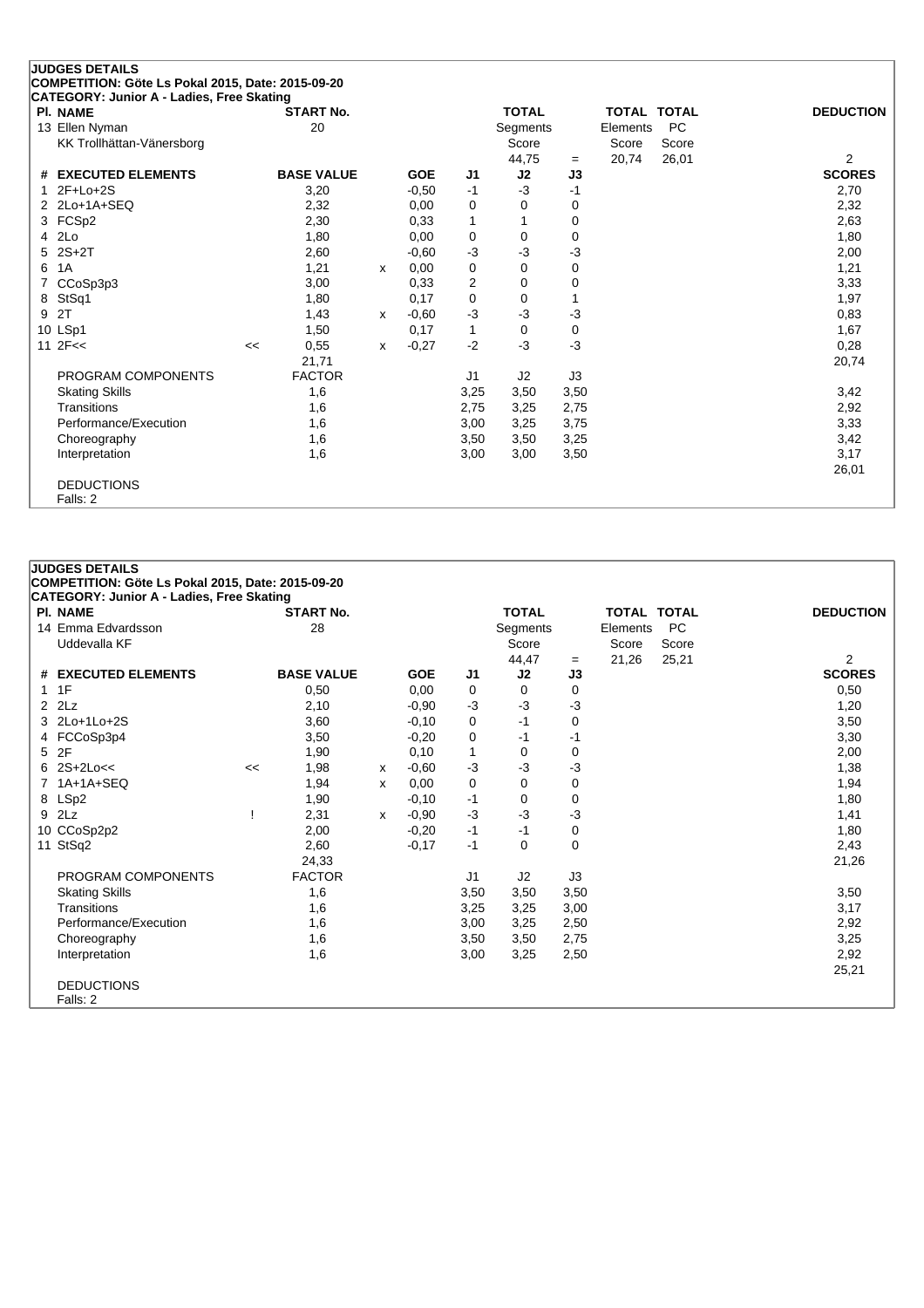**JUDGES DETAILS**
**COMPETITION: Göte Ls Pokal 2015, Date: 2015-09-20**
**CATEGORY: Junior A - Ladies, Free Skating**

| Pl. NAME | START No. | TOTAL Segments Score | | TOTAL Elements Score | TOTAL PC Score | DEDUCTION |
|---|---|---|---|---|---|---|
| 13 Ellen Nyman, KK Trollhättan-Vänersborg | 20 | 44,75 | = | 20,74 | 26,01 | 2 |

| # | EXECUTED ELEMENTS | | BASE VALUE | | GOE | J1 | J2 | J3 | SCORES |
|---|---|---|---|---|---|---|---|---|---|
| 1 | 2F+Lo+2S | | 3,20 | | -0,50 | -1 | -3 | -1 | 2,70 |
| 2 | 2Lo+1A+SEQ | | 2,32 | | 0,00 | 0 | 0 | 0 | 2,32 |
| 3 | FCSp2 | | 2,30 | | 0,33 | 1 | 1 | 0 | 2,63 |
| 4 | 2Lo | | 1,80 | | 0,00 | 0 | 0 | 0 | 1,80 |
| 5 | 2S+2T | | 2,60 | | -0,60 | -3 | -3 | -3 | 2,00 |
| 6 | 1A | | 1,21 | x | 0,00 | 0 | 0 | 0 | 1,21 |
| 7 | CCoSp3p3 | | 3,00 | | 0,33 | 2 | 0 | 0 | 3,33 |
| 8 | StSq1 | | 1,80 | | 0,17 | 0 | 0 | 1 | 1,97 |
| 9 | 2T | | 1,43 | x | -0,60 | -3 | -3 | -3 | 0,83 |
| 10 | LSp1 | | 1,50 | | 0,17 | 1 | 0 | 0 | 1,67 |
| 11 | 2F<< | << | 0,55 | x | -0,27 | -2 | -3 | -3 | 0,28 |
| | | | 21,71 | | | | | | 20,74 |

| PROGRAM COMPONENTS | FACTOR | J1 | J2 | J3 | |
|---|---|---|---|---|---|
| Skating Skills | 1,6 | 3,25 | 3,50 | 3,50 | 3,42 |
| Transitions | 1,6 | 2,75 | 3,25 | 2,75 | 2,92 |
| Performance/Execution | 1,6 | 3,00 | 3,25 | 3,75 | 3,33 |
| Choreography | 1,6 | 3,50 | 3,50 | 3,25 | 3,42 |
| Interpretation | 1,6 | 3,00 | 3,00 | 3,50 | 3,17 |
| | | | | | 26,01 |

DEDUCTIONS
Falls: 2

**JUDGES DETAILS**
**COMPETITION: Göte Ls Pokal 2015, Date: 2015-09-20**
**CATEGORY: Junior A - Ladies, Free Skating**

| Pl. NAME | START No. | TOTAL Segments Score | | TOTAL Elements Score | TOTAL PC Score | DEDUCTION |
|---|---|---|---|---|---|---|
| 14 Emma Edvardsson, Uddevalla KF | 28 | 44,47 | = | 21,26 | 25,21 | 2 |

| # | EXECUTED ELEMENTS | | BASE VALUE | | GOE | J1 | J2 | J3 | SCORES |
|---|---|---|---|---|---|---|---|---|---|
| 1 | 1F | | 0,50 | | 0,00 | 0 | 0 | 0 | 0,50 |
| 2 | 2Lz | | 2,10 | | -0,90 | -3 | -3 | -3 | 1,20 |
| 3 | 2Lo+1Lo+2S | | 3,60 | | -0,10 | 0 | -1 | 0 | 3,50 |
| 4 | FCCoSp3p4 | | 3,50 | | -0,20 | 0 | -1 | -1 | 3,30 |
| 5 | 2F | | 1,90 | | 0,10 | 1 | 0 | 0 | 2,00 |
| 6 | 2S+2Lo<< | << | 1,98 | x | -0,60 | -3 | -3 | -3 | 1,38 |
| 7 | 1A+1A+SEQ | | 1,94 | x | 0,00 | 0 | 0 | 0 | 1,94 |
| 8 | LSp2 | | 1,90 | | -0,10 | -1 | 0 | 0 | 1,80 |
| 9 | 2Lz | ! | 2,31 | x | -0,90 | -3 | -3 | -3 | 1,41 |
| 10 | CCoSp2p2 | | 2,00 | | -0,20 | -1 | -1 | 0 | 1,80 |
| 11 | StSq2 | | 2,60 | | -0,17 | -1 | 0 | 0 | 2,43 |
| | | | 24,33 | | | | | | 21,26 |

| PROGRAM COMPONENTS | FACTOR | J1 | J2 | J3 | |
|---|---|---|---|---|---|
| Skating Skills | 1,6 | 3,50 | 3,50 | 3,50 | 3,50 |
| Transitions | 1,6 | 3,25 | 3,25 | 3,00 | 3,17 |
| Performance/Execution | 1,6 | 3,00 | 3,25 | 2,50 | 2,92 |
| Choreography | 1,6 | 3,50 | 3,50 | 2,75 | 3,25 |
| Interpretation | 1,6 | 3,00 | 3,25 | 2,50 | 2,92 |
| | | | | | 25,21 |

DEDUCTIONS
Falls: 2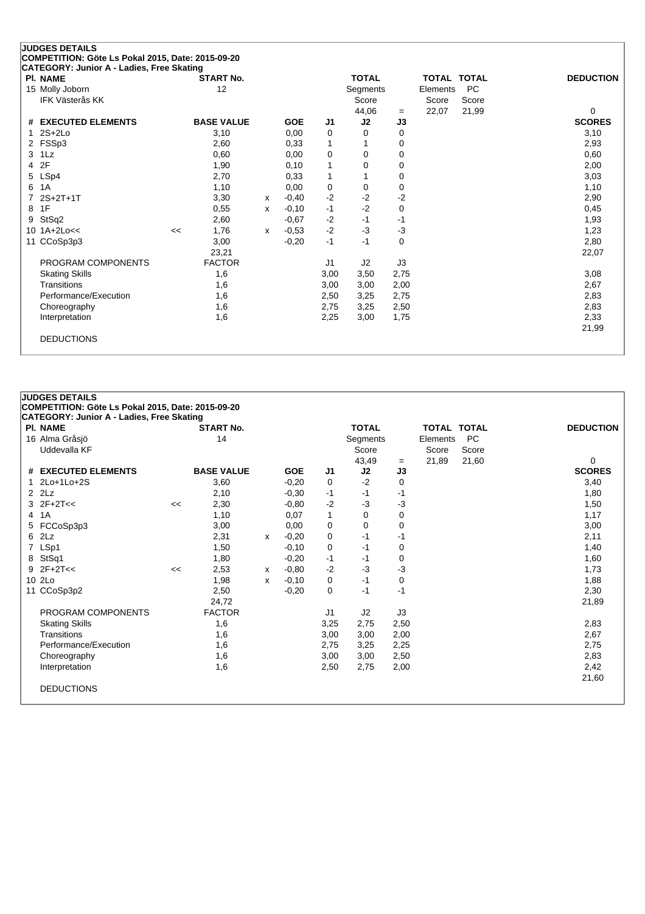**JUDGES DETAILS**
**COMPETITION: Göte Ls Pokal 2015, Date: 2015-09-20**
**CATEGORY: Junior A - Ladies, Free Skating**

| Pl. NAME | START No. | TOTAL Segments Score | | TOTAL Elements Score | TOTAL PC Score | DEDUCTION |
|---|---|---|---|---|---|---|
| 15 Molly Joborn<br>IFK Västerås KK | 12 | 44,06 | = | 22,07 | 21,99 | 0 |

| # | EXECUTED ELEMENTS | | BASE VALUE | | GOE | J1 | J2 | J3 | SCORES |
|---|---|---|---|---|---|---|---|---|---|
| 1 | 2S+2Lo | | 3,10 | | 0,00 | 0 | 0 | 0 | 3,10 |
| 2 | FSSp3 | | 2,60 | | 0,33 | 1 | 1 | 0 | 2,93 |
| 3 | 1Lz | | 0,60 | | 0,00 | 0 | 0 | 0 | 0,60 |
| 4 | 2F | | 1,90 | | 0,10 | 1 | 0 | 0 | 2,00 |
| 5 | LSp4 | | 2,70 | | 0,33 | 1 | 1 | 0 | 3,03 |
| 6 | 1A | | 1,10 | | 0,00 | 0 | 0 | 0 | 1,10 |
| 7 | 2S+2T+1T | | 3,30 | x | -0,40 | -2 | -2 | -2 | 2,90 |
| 8 | 1F | | 0,55 | x | -0,10 | -1 | -2 | 0 | 0,45 |
| 9 | StSq2 | | 2,60 | | -0,67 | -2 | -1 | -1 | 1,93 |
| 10 | 1A+2Lo<< | << | 1,76 | x | -0,53 | -2 | -3 | -3 | 1,23 |
| 11 | CCoSp3p3 | | 3,00 | | -0,20 | -1 | -1 | 0 | 2,80 |
| | | | 23,21 | | | | | | 22,07 |
| | PROGRAM COMPONENTS | | FACTOR | | | J1 | J2 | J3 | |
| | Skating Skills | | 1,6 | | | 3,00 | 3,50 | 2,75 | 3,08 |
| | Transitions | | 1,6 | | | 3,00 | 3,00 | 2,00 | 2,67 |
| | Performance/Execution | | 1,6 | | | 2,50 | 3,25 | 2,75 | 2,83 |
| | Choreography | | 1,6 | | | 2,75 | 3,25 | 2,50 | 2,83 |
| | Interpretation | | 1,6 | | | 2,25 | 3,00 | 1,75 | 2,33 |
| | | | | | | | | | 21,99 |
| | DEDUCTIONS | | | | | | | | |

**JUDGES DETAILS**
**COMPETITION: Göte Ls Pokal 2015, Date: 2015-09-20**
**CATEGORY: Junior A - Ladies, Free Skating**

| Pl. NAME | START No. | TOTAL Segments Score | | TOTAL Elements Score | TOTAL PC Score | DEDUCTION |
|---|---|---|---|---|---|---|
| 16 Alma Gråsjö<br>Uddevalla KF | 14 | 43,49 | = | 21,89 | 21,60 | 0 |

| # | EXECUTED ELEMENTS | | BASE VALUE | | GOE | J1 | J2 | J3 | SCORES |
|---|---|---|---|---|---|---|---|---|---|
| 1 | 2Lo+1Lo+2S | | 3,60 | | -0,20 | 0 | -2 | 0 | 3,40 |
| 2 | 2Lz | | 2,10 | | -0,30 | -1 | -1 | -1 | 1,80 |
| 3 | 2F+2T<< | << | 2,30 | | -0,80 | -2 | -3 | -3 | 1,50 |
| 4 | 1A | | 1,10 | | 0,07 | 1 | 0 | 0 | 1,17 |
| 5 | FCCoSp3p3 | | 3,00 | | 0,00 | 0 | 0 | 0 | 3,00 |
| 6 | 2Lz | | 2,31 | x | -0,20 | 0 | -1 | -1 | 2,11 |
| 7 | LSp1 | | 1,50 | | -0,10 | 0 | -1 | 0 | 1,40 |
| 8 | StSq1 | | 1,80 | | -0,20 | -1 | -1 | 0 | 1,60 |
| 9 | 2F+2T<< | << | 2,53 | x | -0,80 | -2 | -3 | -3 | 1,73 |
| 10 | 2Lo | | 1,98 | x | -0,10 | 0 | -1 | 0 | 1,88 |
| 11 | CCoSp3p2 | | 2,50 | | -0,20 | 0 | -1 | -1 | 2,30 |
| | | | 24,72 | | | | | | 21,89 |
| | PROGRAM COMPONENTS | | FACTOR | | | J1 | J2 | J3 | |
| | Skating Skills | | 1,6 | | | 3,25 | 2,75 | 2,50 | 2,83 |
| | Transitions | | 1,6 | | | 3,00 | 3,00 | 2,00 | 2,67 |
| | Performance/Execution | | 1,6 | | | 2,75 | 3,25 | 2,25 | 2,75 |
| | Choreography | | 1,6 | | | 3,00 | 3,00 | 2,50 | 2,83 |
| | Interpretation | | 1,6 | | | 2,50 | 2,75 | 2,00 | 2,42 |
| | | | | | | | | | 21,60 |
| | DEDUCTIONS | | | | | | | | |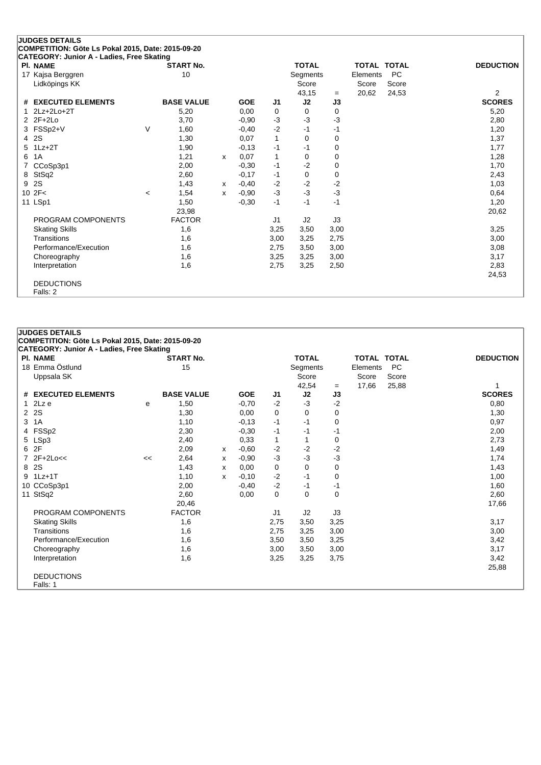## JUDGES DETAILS

**COMPETITION: Göte Ls Pokal 2015, Date: 2015-09-20**

**CATEGORY: Junior A - Ladies, Free Skating**

| Pl. NAME | START No. | TOTAL Segments Score | = | TOTAL Elements Score | TOTAL PC Score | DEDUCTION |
|---|---|---|---|---|---|---|
| 17 Kajsa Berggren, Lidköpings KK | 10 | 43,15 | = | 20,62 | 24,53 | 2 |

| # | EXECUTED ELEMENTS | | BASE VALUE | | GOE | J1 | J2 | J3 | SCORES |
|---|---|---|---|---|---|---|---|---|---|
| 1 | 2Lz+2Lo+2T | | 5,20 | | 0,00 | 0 | 0 | 0 | 5,20 |
| 2 | 2F+2Lo | | 3,70 | | -0,90 | -3 | -3 | -3 | 2,80 |
| 3 | FSSp2+V | V | 1,60 | | -0,40 | -2 | -1 | -1 | 1,20 |
| 4 | 2S | | 1,30 | | 0,07 | 1 | 0 | 0 | 1,37 |
| 5 | 1Lz+2T | | 1,90 | | -0,13 | -1 | -1 | 0 | 1,77 |
| 6 | 1A | | 1,21 | x | 0,07 | 1 | 0 | 0 | 1,28 |
| 7 | CCoSp3p1 | | 2,00 | | -0,30 | -1 | -2 | 0 | 1,70 |
| 8 | StSq2 | | 2,60 | | -0,17 | -1 | 0 | 0 | 2,43 |
| 9 | 2S | | 1,43 | x | -0,40 | -2 | -2 | -2 | 1,03 |
| 10 | 2F< | < | 1,54 | x | -0,90 | -3 | -3 | -3 | 0,64 |
| 11 | LSp1 | | 1,50 | | -0,30 | -1 | -1 | -1 | 1,20 |
| | | | 23,98 | | | | | | 20,62 |
| | PROGRAM COMPONENTS | | FACTOR | | | J1 | J2 | J3 | |
| | Skating Skills | | 1,6 | | | 3,25 | 3,50 | 3,00 | 3,25 |
| | Transitions | | 1,6 | | | 3,00 | 3,25 | 2,75 | 3,00 |
| | Performance/Execution | | 1,6 | | | 2,75 | 3,50 | 3,00 | 3,08 |
| | Choreography | | 1,6 | | | 3,25 | 3,25 | 3,00 | 3,17 |
| | Interpretation | | 1,6 | | | 2,75 | 3,25 | 2,50 | 2,83 |
| | | | | | | | | | 24,53 |

DEDUCTIONS

Falls: 2

## JUDGES DETAILS

**COMPETITION: Göte Ls Pokal 2015, Date: 2015-09-20**

**CATEGORY: Junior A - Ladies, Free Skating**

| Pl. NAME | START No. | TOTAL Segments Score | = | TOTAL Elements Score | TOTAL PC Score | DEDUCTION |
|---|---|---|---|---|---|---|
| 18 Emma Östlund, Uppsala SK | 15 | 42,54 | = | 17,66 | 25,88 | 1 |

| # | EXECUTED ELEMENTS | | BASE VALUE | | GOE | J1 | J2 | J3 | SCORES |
|---|---|---|---|---|---|---|---|---|---|
| 1 | 2Lz e | e | 1,50 | | -0,70 | -2 | -3 | -2 | 0,80 |
| 2 | 2S | | 1,30 | | 0,00 | 0 | 0 | 0 | 1,30 |
| 3 | 1A | | 1,10 | | -0,13 | -1 | -1 | 0 | 0,97 |
| 4 | FSSp2 | | 2,30 | | -0,30 | -1 | -1 | -1 | 2,00 |
| 5 | LSp3 | | 2,40 | | 0,33 | 1 | 1 | 0 | 2,73 |
| 6 | 2F | | 2,09 | x | -0,60 | -2 | -2 | -2 | 1,49 |
| 7 | 2F+2Lo<< | << | 2,64 | x | -0,90 | -3 | -3 | -3 | 1,74 |
| 8 | 2S | | 1,43 | x | 0,00 | 0 | 0 | 0 | 1,43 |
| 9 | 1Lz+1T | | 1,10 | x | -0,10 | -2 | -1 | 0 | 1,00 |
| 10 | CCoSp3p1 | | 2,00 | | -0,40 | -2 | -1 | -1 | 1,60 |
| 11 | StSq2 | | 2,60 | | 0,00 | 0 | 0 | 0 | 2,60 |
| | | | 20,46 | | | | | | 17,66 |
| | PROGRAM COMPONENTS | | FACTOR | | | J1 | J2 | J3 | |
| | Skating Skills | | 1,6 | | | 2,75 | 3,50 | 3,25 | 3,17 |
| | Transitions | | 1,6 | | | 2,75 | 3,25 | 3,00 | 3,00 |
| | Performance/Execution | | 1,6 | | | 3,50 | 3,50 | 3,25 | 3,42 |
| | Choreography | | 1,6 | | | 3,00 | 3,50 | 3,00 | 3,17 |
| | Interpretation | | 1,6 | | | 3,25 | 3,25 | 3,75 | 3,42 |
| | | | | | | | | | 25,88 |

DEDUCTIONS

Falls: 1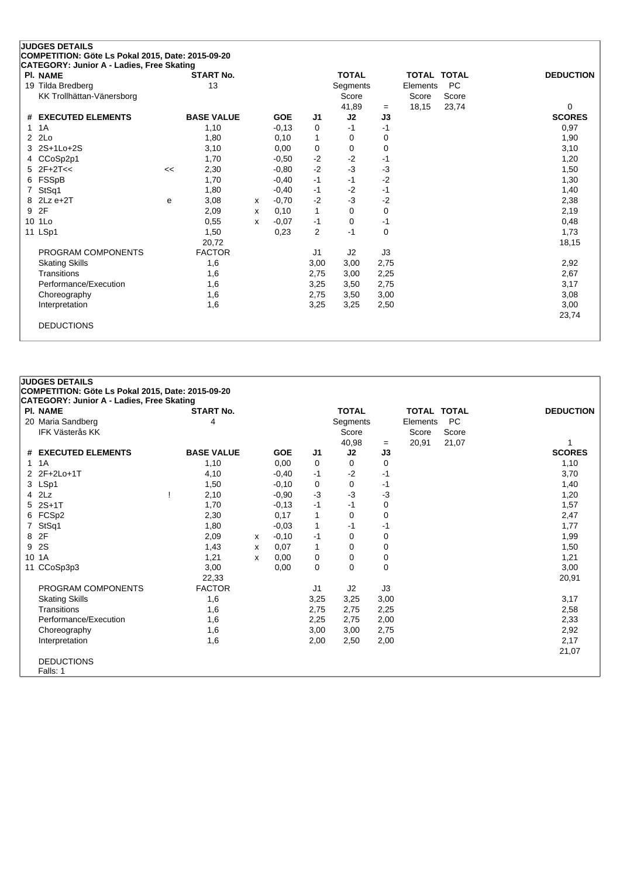## JUDGES DETAILS

**COMPETITION: Göte Ls Pokal 2015, Date: 2015-09-20**
**CATEGORY: Junior A - Ladies, Free Skating**

| Pl. | NAME | START No. | TOTAL Segments Score | = | TOTAL Elements Score | TOTAL PC Score | DEDUCTION |
|---|---|---|---|---|---|---|---|
| 19 | Tilda Bredberg, KK Trollhättan-Vänersborg | 13 | 41,89 | = | 18,15 | 23,74 | 0 |

| # | EXECUTED ELEMENTS | | BASE VALUE | | GOE | J1 | J2 | J3 | SCORES |
|---|---|---|---|---|---|---|---|---|---|
| 1 | 1A | | 1,10 | | -0,13 | 0 | -1 | -1 | 0,97 |
| 2 | 2Lo | | 1,80 | | 0,10 | 1 | 0 | 0 | 1,90 |
| 3 | 2S+1Lo+2S | | 3,10 | | 0,00 | 0 | 0 | 0 | 3,10 |
| 4 | CCoSp2p1 | | 1,70 | | -0,50 | -2 | -2 | -1 | 1,20 |
| 5 | 2F+2T<< | << | 2,30 | | -0,80 | -2 | -3 | -3 | 1,50 |
| 6 | FSSpB | | 1,70 | | -0,40 | -1 | -1 | -2 | 1,30 |
| 7 | StSq1 | | 1,80 | | -0,40 | -1 | -2 | -1 | 1,40 |
| 8 | 2Lz e+2T | e | 3,08 | x | -0,70 | -2 | -3 | -2 | 2,38 |
| 9 | 2F | | 2,09 | x | 0,10 | 1 | 0 | 0 | 2,19 |
| 10 | 1Lo | | 0,55 | x | -0,07 | -1 | 0 | -1 | 0,48 |
| 11 | LSp1 | | 1,50 | | 0,23 | 2 | -1 | 0 | 1,73 |
| | | | 20,72 | | | | | | 18,15 |

| PROGRAM COMPONENTS | FACTOR | J1 | J2 | J3 | |
|---|---|---|---|---|---|
| Skating Skills | 1,6 | 3,00 | 3,00 | 2,75 | 2,92 |
| Transitions | 1,6 | 2,75 | 3,00 | 2,25 | 2,67 |
| Performance/Execution | 1,6 | 3,25 | 3,50 | 2,75 | 3,17 |
| Choreography | 1,6 | 2,75 | 3,50 | 3,00 | 3,08 |
| Interpretation | 1,6 | 3,25 | 3,25 | 2,50 | 3,00 |
| | | | | | 23,74 |

DEDUCTIONS

## JUDGES DETAILS

**COMPETITION: Göte Ls Pokal 2015, Date: 2015-09-20**
**CATEGORY: Junior A - Ladies, Free Skating**

| Pl. | NAME | START No. | TOTAL Segments Score | = | TOTAL Elements Score | TOTAL PC Score | DEDUCTION |
|---|---|---|---|---|---|---|---|
| 20 | Maria Sandberg, IFK Västerås KK | 4 | 40,98 | = | 20,91 | 21,07 | 1 |

| # | EXECUTED ELEMENTS | | BASE VALUE | | GOE | J1 | J2 | J3 | SCORES |
|---|---|---|---|---|---|---|---|---|---|
| 1 | 1A | | 1,10 | | 0,00 | 0 | 0 | 0 | 1,10 |
| 2 | 2F+2Lo+1T | | 4,10 | | -0,40 | -1 | -2 | -1 | 3,70 |
| 3 | LSp1 | | 1,50 | | -0,10 | 0 | 0 | -1 | 1,40 |
| 4 | 2Lz | ! | 2,10 | | -0,90 | -3 | -3 | -3 | 1,20 |
| 5 | 2S+1T | | 1,70 | | -0,13 | -1 | -1 | 0 | 1,57 |
| 6 | FCSp2 | | 2,30 | | 0,17 | 1 | 0 | 0 | 2,47 |
| 7 | StSq1 | | 1,80 | | -0,03 | 1 | -1 | -1 | 1,77 |
| 8 | 2F | | 2,09 | x | -0,10 | -1 | 0 | 0 | 1,99 |
| 9 | 2S | | 1,43 | x | 0,07 | 1 | 0 | 0 | 1,50 |
| 10 | 1A | | 1,21 | x | 0,00 | 0 | 0 | 0 | 1,21 |
| 11 | CCoSp3p3 | | 3,00 | | 0,00 | 0 | 0 | 0 | 3,00 |
| | | | 22,33 | | | | | | 20,91 |

| PROGRAM COMPONENTS | FACTOR | J1 | J2 | J3 | |
|---|---|---|---|---|---|
| Skating Skills | 1,6 | 3,25 | 3,25 | 3,00 | 3,17 |
| Transitions | 1,6 | 2,75 | 2,75 | 2,25 | 2,58 |
| Performance/Execution | 1,6 | 2,25 | 2,75 | 2,00 | 2,33 |
| Choreography | 1,6 | 3,00 | 3,00 | 2,75 | 2,92 |
| Interpretation | 1,6 | 2,00 | 2,50 | 2,00 | 2,17 |
| | | | | | 21,07 |

DEDUCTIONS
Falls: 1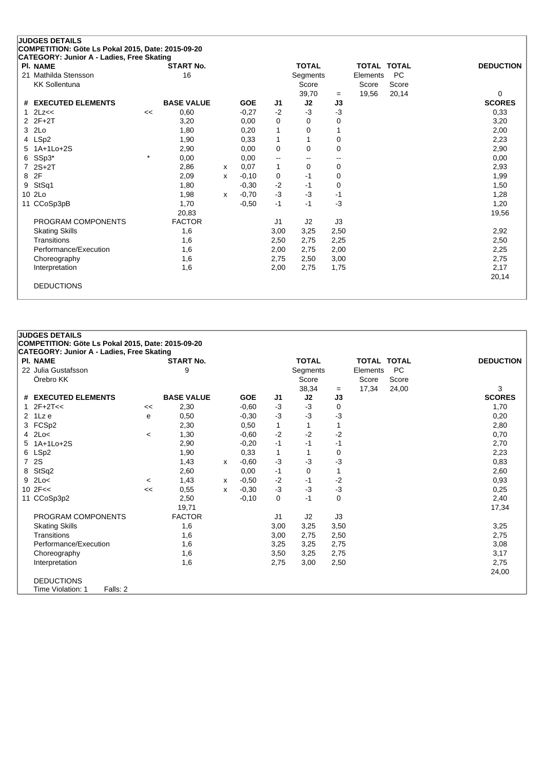**JUDGES DETAILS**
**COMPETITION: Göte Ls Pokal 2015, Date: 2015-09-20**
**CATEGORY: Junior A - Ladies, Free Skating**

| Pl. NAME | START No. | TOTAL Segments Score | = | TOTAL Elements Score | TOTAL PC Score | DEDUCTION |
|---|---|---|---|---|---|---|
| 21 Mathilda Stensson, KK Sollentuna | 16 | 39,70 | = | 19,56 | 20,14 | 0 |

| # | EXECUTED ELEMENTS | | BASE VALUE | | GOE | J1 | J2 | J3 | SCORES |
|---|---|---|---|---|---|---|---|---|---|
| 1 | 2Lz<< | << | 0,60 | | -0,27 | -2 | -3 | -3 | 0,33 |
| 2 | 2F+2T | | 3,20 | | 0,00 | 0 | 0 | 0 | 3,20 |
| 3 | 2Lo | | 1,80 | | 0,20 | 1 | 0 | 1 | 2,00 |
| 4 | LSp2 | | 1,90 | | 0,33 | 1 | 1 | 0 | 2,23 |
| 5 | 1A+1Lo+2S | | 2,90 | | 0,00 | 0 | 0 | 0 | 2,90 |
| 6 | SSp3* | * | 0,00 | | 0,00 | -- | -- | -- | 0,00 |
| 7 | 2S+2T | | 2,86 | x | 0,07 | 1 | 0 | 0 | 2,93 |
| 8 | 2F | | 2,09 | x | -0,10 | 0 | -1 | 0 | 1,99 |
| 9 | StSq1 | | 1,80 | | -0,30 | -2 | -1 | 0 | 1,50 |
| 10 | 2Lo | | 1,98 | x | -0,70 | -3 | -3 | -1 | 1,28 |
| 11 | CCoSp3pB | | 1,70 | | -0,50 | -1 | -1 | -3 | 1,20 |
| | | | 20,83 | | | | | | 19,56 |

| PROGRAM COMPONENTS | FACTOR | J1 | J2 | J3 | |
|---|---|---|---|---|---|
| Skating Skills | 1,6 | 3,00 | 3,25 | 2,50 | 2,92 |
| Transitions | 1,6 | 2,50 | 2,75 | 2,25 | 2,50 |
| Performance/Execution | 1,6 | 2,00 | 2,75 | 2,00 | 2,25 |
| Choreography | 1,6 | 2,75 | 2,50 | 3,00 | 2,75 |
| Interpretation | 1,6 | 2,00 | 2,75 | 1,75 | 2,17 |
| | | | | | 20,14 |

DEDUCTIONS

**JUDGES DETAILS**
**COMPETITION: Göte Ls Pokal 2015, Date: 2015-09-20**
**CATEGORY: Junior A - Ladies, Free Skating**

| Pl. NAME | START No. | TOTAL Segments Score | = | TOTAL Elements Score | TOTAL PC Score | DEDUCTION |
|---|---|---|---|---|---|---|
| 22 Julia Gustafsson, Örebro KK | 9 | 38,34 | = | 17,34 | 24,00 | 3 |

| # | EXECUTED ELEMENTS | | BASE VALUE | | GOE | J1 | J2 | J3 | SCORES |
|---|---|---|---|---|---|---|---|---|---|
| 1 | 2F+2T<< | << | 2,30 | | -0,60 | -3 | -3 | 0 | 1,70 |
| 2 | 1Lz e | e | 0,50 | | -0,30 | -3 | -3 | -3 | 0,20 |
| 3 | FCSp2 | | 2,30 | | 0,50 | 1 | 1 | 1 | 2,80 |
| 4 | 2Lo< | < | 1,30 | | -0,60 | -2 | -2 | -2 | 0,70 |
| 5 | 1A+1Lo+2S | | 2,90 | | -0,20 | -1 | -1 | -1 | 2,70 |
| 6 | LSp2 | | 1,90 | | 0,33 | 1 | 1 | 0 | 2,23 |
| 7 | 2S | | 1,43 | x | -0,60 | -3 | -3 | -3 | 0,83 |
| 8 | StSq2 | | 2,60 | | 0,00 | -1 | 0 | 1 | 2,60 |
| 9 | 2Lo< | < | 1,43 | x | -0,50 | -2 | -1 | -2 | 0,93 |
| 10 | 2F<< | << | 0,55 | x | -0,30 | -3 | -3 | -3 | 0,25 |
| 11 | CCoSp3p2 | | 2,50 | | -0,10 | 0 | -1 | 0 | 2,40 |
| | | | 19,71 | | | | | | 17,34 |

| PROGRAM COMPONENTS | FACTOR | J1 | J2 | J3 | |
|---|---|---|---|---|---|
| Skating Skills | 1,6 | 3,00 | 3,25 | 3,50 | 3,25 |
| Transitions | 1,6 | 3,00 | 2,75 | 2,50 | 2,75 |
| Performance/Execution | 1,6 | 3,25 | 3,25 | 2,75 | 3,08 |
| Choreography | 1,6 | 3,50 | 3,25 | 2,75 | 3,17 |
| Interpretation | 1,6 | 2,75 | 3,00 | 2,50 | 2,75 |
| | | | | | 24,00 |

DEDUCTIONS
Time Violation: 1 Falls: 2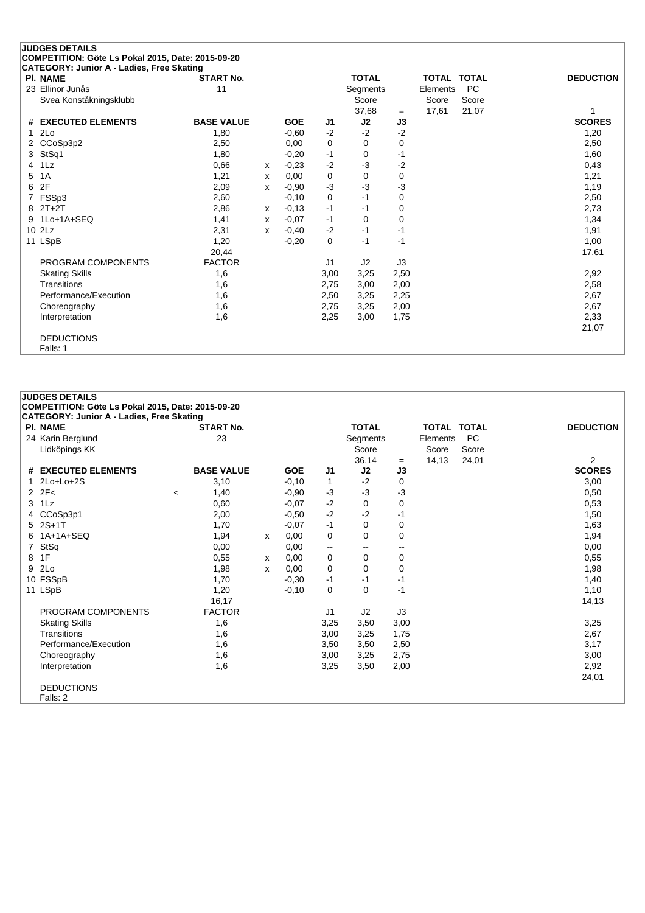## JUDGES DETAILS

**COMPETITION: Göte Ls Pokal 2015, Date: 2015-09-20**
**CATEGORY: Junior A - Ladies, Free Skating**

| Pl. NAME | START No. | TOTAL Segments Score | | TOTAL Elements Score | TOTAL PC Score | DEDUCTION |
|---|---|---|---|---|---|---|
| 23 Ellinor Junås<br>Svea Konståkningsklubb | 11 | 37,68 | = | 17,61 | 21,07 | 1 |

| # | EXECUTED ELEMENTS | | BASE VALUE | | GOE | J1 | J2 | J3 | SCORES |
|---|---|---|---|---|---|---|---|---|---|
| 1 | 2Lo | | 1,80 | | -0,60 | -2 | -2 | -2 | 1,20 |
| 2 | CCoSp3p2 | | 2,50 | | 0,00 | 0 | 0 | 0 | 2,50 |
| 3 | StSq1 | | 1,80 | | -0,20 | -1 | 0 | -1 | 1,60 |
| 4 | 1Lz | | 0,66 | x | -0,23 | -2 | -3 | -2 | 0,43 |
| 5 | 1A | | 1,21 | x | 0,00 | 0 | 0 | 0 | 1,21 |
| 6 | 2F | | 2,09 | x | -0,90 | -3 | -3 | -3 | 1,19 |
| 7 | FSSp3 | | 2,60 | | -0,10 | 0 | -1 | 0 | 2,50 |
| 8 | 2T+2T | | 2,86 | x | -0,13 | -1 | -1 | 0 | 2,73 |
| 9 | 1Lo+1A+SEQ | | 1,41 | x | -0,07 | -1 | 0 | 0 | 1,34 |
| 10 | 2Lz | | 2,31 | x | -0,40 | -2 | -1 | -1 | 1,91 |
| 11 | LSpB | | 1,20 | | -0,20 | 0 | -1 | -1 | 1,00 |
| | | | 20,44 | | | | | | 17,61 |
| | PROGRAM COMPONENTS | | FACTOR | | | J1 | J2 | J3 | |
| | Skating Skills | | 1,6 | | | 3,00 | 3,25 | 2,50 | 2,92 |
| | Transitions | | 1,6 | | | 2,75 | 3,00 | 2,00 | 2,58 |
| | Performance/Execution | | 1,6 | | | 2,50 | 3,25 | 2,25 | 2,67 |
| | Choreography | | 1,6 | | | 2,75 | 3,25 | 2,00 | 2,67 |
| | Interpretation | | 1,6 | | | 2,25 | 3,00 | 1,75 | 2,33 |
| | | | | | | | | | 21,07 |

DEDUCTIONS
Falls: 1

## JUDGES DETAILS

**COMPETITION: Göte Ls Pokal 2015, Date: 2015-09-20**
**CATEGORY: Junior A - Ladies, Free Skating**

| Pl. NAME | START No. | TOTAL Segments Score | | TOTAL Elements Score | TOTAL PC Score | DEDUCTION |
|---|---|---|---|---|---|---|
| 24 Karin Berglund<br>Lidköpings KK | 23 | 36,14 | = | 14,13 | 24,01 | 2 |

| # | EXECUTED ELEMENTS | | BASE VALUE | | GOE | J1 | J2 | J3 | SCORES |
|---|---|---|---|---|---|---|---|---|---|
| 1 | 2Lo+Lo+2S | | 3,10 | | -0,10 | 1 | -2 | 0 | 3,00 |
| 2 | 2F< | < | 1,40 | | -0,90 | -3 | -3 | -3 | 0,50 |
| 3 | 1Lz | | 0,60 | | -0,07 | -2 | 0 | 0 | 0,53 |
| 4 | CCoSp3p1 | | 2,00 | | -0,50 | -2 | -2 | -1 | 1,50 |
| 5 | 2S+1T | | 1,70 | | -0,07 | -1 | 0 | 0 | 1,63 |
| 6 | 1A+1A+SEQ | | 1,94 | x | 0,00 | 0 | 0 | 0 | 1,94 |
| 7 | StSq | | 0,00 | | 0,00 | -- | -- | -- | 0,00 |
| 8 | 1F | | 0,55 | x | 0,00 | 0 | 0 | 0 | 0,55 |
| 9 | 2Lo | | 1,98 | x | 0,00 | 0 | 0 | 0 | 1,98 |
| 10 | FSSpB | | 1,70 | | -0,30 | -1 | -1 | -1 | 1,40 |
| 11 | LSpB | | 1,20 | | -0,10 | 0 | 0 | -1 | 1,10 |
| | | | 16,17 | | | | | | 14,13 |
| | PROGRAM COMPONENTS | | FACTOR | | | J1 | J2 | J3 | |
| | Skating Skills | | 1,6 | | | 3,25 | 3,50 | 3,00 | 3,25 |
| | Transitions | | 1,6 | | | 3,00 | 3,25 | 1,75 | 2,67 |
| | Performance/Execution | | 1,6 | | | 3,50 | 3,50 | 2,50 | 3,17 |
| | Choreography | | 1,6 | | | 3,00 | 3,25 | 2,75 | 3,00 |
| | Interpretation | | 1,6 | | | 3,25 | 3,50 | 2,00 | 2,92 |
| | | | | | | | | | 24,01 |

DEDUCTIONS
Falls: 2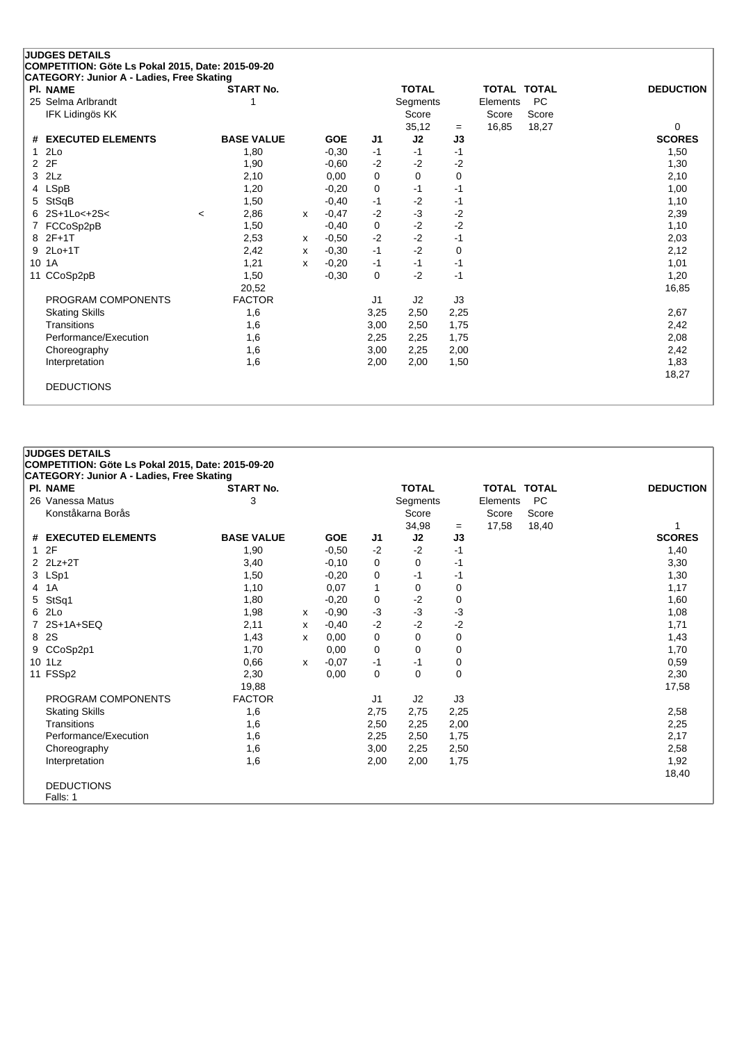## JUDGES DETAILS

**COMPETITION: Göte Ls Pokal 2015, Date: 2015-09-20**

**CATEGORY: Junior A - Ladies, Free Skating**

| Pl. | NAME | START No. | TOTAL Segments Score | = | TOTAL Elements Score | TOTAL PC Score | DEDUCTION |
|---|---|---|---|---|---|---|---|
| 25 | Selma Arlbrandt<br>IFK Lidingös KK | 1 | 35,12 | = | 16,85 | 18,27 | 0 |

| # | EXECUTED ELEMENTS | | BASE VALUE | | GOE | J1 | J2 | J3 | SCORES |
|---|---|---|---|---|---|---|---|---|---|
| 1 | 2Lo | | 1,80 | | -0,30 | -1 | -1 | -1 | 1,50 |
| 2 | 2F | | 1,90 | | -0,60 | -2 | -2 | -2 | 1,30 |
| 3 | 2Lz | | 2,10 | | 0,00 | 0 | 0 | 0 | 2,10 |
| 4 | LSpB | | 1,20 | | -0,20 | 0 | -1 | -1 | 1,00 |
| 5 | StSqB | | 1,50 | | -0,40 | -1 | -2 | -1 | 1,10 |
| 6 | 2S+1Lo<+2S< | < | 2,86 | x | -0,47 | -2 | -3 | -2 | 2,39 |
| 7 | FCCoSp2pB | | 1,50 | | -0,40 | 0 | -2 | -2 | 1,10 |
| 8 | 2F+1T | | 2,53 | x | -0,50 | -2 | -2 | -1 | 2,03 |
| 9 | 2Lo+1T | | 2,42 | x | -0,30 | -1 | -2 | 0 | 2,12 |
| 10 | 1A | | 1,21 | x | -0,20 | -1 | -1 | -1 | 1,01 |
| 11 | CCoSp2pB | | 1,50 | | -0,30 | 0 | -2 | -1 | 1,20 |
| | | | 20,52 | | | | | | 16,85 |

| PROGRAM COMPONENTS | FACTOR | J1 | J2 | J3 | SCORES |
|---|---|---|---|---|---|
| Skating Skills | 1,6 | 3,25 | 2,50 | 2,25 | 2,67 |
| Transitions | 1,6 | 3,00 | 2,50 | 1,75 | 2,42 |
| Performance/Execution | 1,6 | 2,25 | 2,25 | 1,75 | 2,08 |
| Choreography | 1,6 | 3,00 | 2,25 | 2,00 | 2,42 |
| Interpretation | 1,6 | 2,00 | 2,00 | 1,50 | 1,83 |
| | | | | | 18,27 |

DEDUCTIONS

## JUDGES DETAILS

**COMPETITION: Göte Ls Pokal 2015, Date: 2015-09-20**

**CATEGORY: Junior A - Ladies, Free Skating**

| Pl. | NAME | START No. | TOTAL Segments Score | = | TOTAL Elements Score | TOTAL PC Score | DEDUCTION |
|---|---|---|---|---|---|---|---|
| 26 | Vanessa Matus<br>Konståkarna Borås | 3 | 34,98 | = | 17,58 | 18,40 | 1 |

| # | EXECUTED ELEMENTS | BASE VALUE | | GOE | J1 | J2 | J3 | SCORES |
|---|---|---|---|---|---|---|---|---|
| 1 | 2F | 1,90 | | -0,50 | -2 | -2 | -1 | 1,40 |
| 2 | 2Lz+2T | 3,40 | | -0,10 | 0 | 0 | -1 | 3,30 |
| 3 | LSp1 | 1,50 | | -0,20 | 0 | -1 | -1 | 1,30 |
| 4 | 1A | 1,10 | | 0,07 | 1 | 0 | 0 | 1,17 |
| 5 | StSq1 | 1,80 | | -0,20 | 0 | -2 | 0 | 1,60 |
| 6 | 2Lo | 1,98 | x | -0,90 | -3 | -3 | -3 | 1,08 |
| 7 | 2S+1A+SEQ | 2,11 | x | -0,40 | -2 | -2 | -2 | 1,71 |
| 8 | 2S | 1,43 | x | 0,00 | 0 | 0 | 0 | 1,43 |
| 9 | CCoSp2p1 | 1,70 | | 0,00 | 0 | 0 | 0 | 1,70 |
| 10 | 1Lz | 0,66 | x | -0,07 | -1 | -1 | 0 | 0,59 |
| 11 | FSSp2 | 2,30 | | 0,00 | 0 | 0 | 0 | 2,30 |
| | | 19,88 | | | | | | 17,58 |

| PROGRAM COMPONENTS | FACTOR | J1 | J2 | J3 | SCORES |
|---|---|---|---|---|---|
| Skating Skills | 1,6 | 2,75 | 2,75 | 2,25 | 2,58 |
| Transitions | 1,6 | 2,50 | 2,25 | 2,00 | 2,25 |
| Performance/Execution | 1,6 | 2,25 | 2,50 | 1,75 | 2,17 |
| Choreography | 1,6 | 3,00 | 2,25 | 2,50 | 2,58 |
| Interpretation | 1,6 | 2,00 | 2,00 | 1,75 | 1,92 |
| | | | | | 18,40 |

DEDUCTIONS

Falls: 1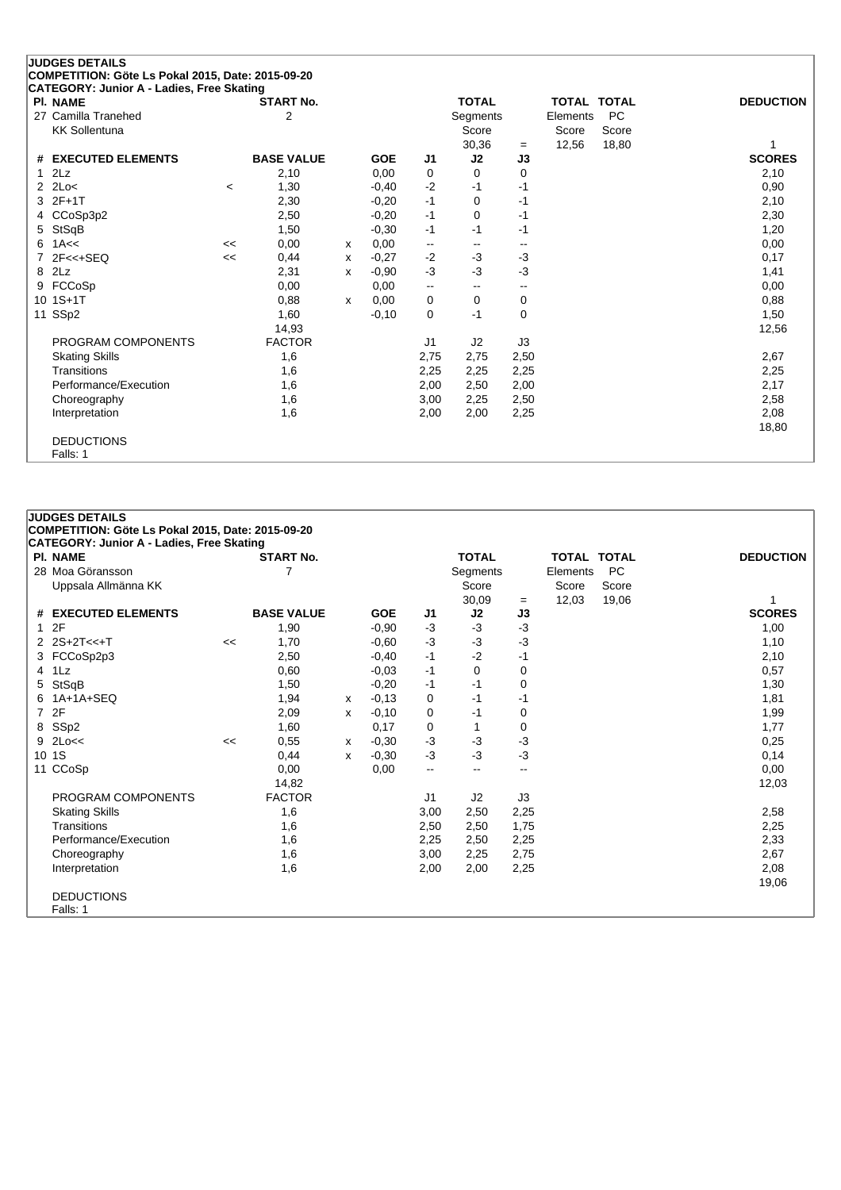**JUDGES DETAILS**
**COMPETITION: Göte Ls Pokal 2015, Date: 2015-09-20**
**CATEGORY: Junior A - Ladies, Free Skating**

| Pl. NAME | | START No. | | | | TOTAL Segments Score | | TOTAL Elements Score | TOTAL PC Score | DEDUCTION |
|---|---|---|---|---|---|---|---|---|---|---|
| 27 Camilla Tranehed<br>KK Sollentuna | | 2 | | | | 30,36 | = | 12,56 | 18,80 | 1 |

| # | EXECUTED ELEMENTS | | BASE VALUE | | GOE | J1 | J2 | J3 | SCORES |
|---|---|---|---|---|---|---|---|---|---|
| 1 | 2Lz | | 2,10 | | 0,00 | 0 | 0 | 0 | 2,10 |
| 2 | 2Lo< | < | 1,30 | | -0,40 | -2 | -1 | -1 | 0,90 |
| 3 | 2F+1T | | 2,30 | | -0,20 | -1 | 0 | -1 | 2,10 |
| 4 | CCoSp3p2 | | 2,50 | | -0,20 | -1 | 0 | -1 | 2,30 |
| 5 | StSqB | | 1,50 | | -0,30 | -1 | -1 | -1 | 1,20 |
| 6 | 1A<< | << | 0,00 | x | 0,00 | -- | -- | -- | 0,00 |
| 7 | 2F<<+SEQ | << | 0,44 | x | -0,27 | -2 | -3 | -3 | 0,17 |
| 8 | 2Lz | | 2,31 | x | -0,90 | -3 | -3 | -3 | 1,41 |
| 9 | FCCoSp | | 0,00 | | 0,00 | -- | -- | -- | 0,00 |
| 10 | 1S+1T | | 0,88 | x | 0,00 | 0 | 0 | 0 | 0,88 |
| 11 | SSp2 | | 1,60 | | -0,10 | 0 | -1 | 0 | 1,50 |
| | | | 14,93 | | | | | | 12,56 |
| | PROGRAM COMPONENTS | | FACTOR | | | J1 | J2 | J3 | |
| | Skating Skills | | 1,6 | | | 2,75 | 2,75 | 2,50 | 2,67 |
| | Transitions | | 1,6 | | | 2,25 | 2,25 | 2,25 | 2,25 |
| | Performance/Execution | | 1,6 | | | 2,00 | 2,50 | 2,00 | 2,17 |
| | Choreography | | 1,6 | | | 3,00 | 2,25 | 2,50 | 2,58 |
| | Interpretation | | 1,6 | | | 2,00 | 2,00 | 2,25 | 2,08 |
| | | | | | | | | | 18,80 |

DEDUCTIONS
Falls: 1

**JUDGES DETAILS**
**COMPETITION: Göte Ls Pokal 2015, Date: 2015-09-20**
**CATEGORY: Junior A - Ladies, Free Skating**

| Pl. NAME | | START No. | | | | TOTAL Segments Score | | TOTAL Elements Score | TOTAL PC Score | DEDUCTION |
|---|---|---|---|---|---|---|---|---|---|---|
| 28 Moa Göransson<br>Uppsala Allmänna KK | | 7 | | | | 30,09 | = | 12,03 | 19,06 | 1 |

| # | EXECUTED ELEMENTS | | BASE VALUE | | GOE | J1 | J2 | J3 | SCORES |
|---|---|---|---|---|---|---|---|---|---|
| 1 | 2F | | 1,90 | | -0,90 | -3 | -3 | -3 | 1,00 |
| 2 | 2S+2T<<+T | << | 1,70 | | -0,60 | -3 | -3 | -3 | 1,10 |
| 3 | FCCoSp2p3 | | 2,50 | | -0,40 | -1 | -2 | -1 | 2,10 |
| 4 | 1Lz | | 0,60 | | -0,03 | -1 | 0 | 0 | 0,57 |
| 5 | StSqB | | 1,50 | | -0,20 | -1 | -1 | 0 | 1,30 |
| 6 | 1A+1A+SEQ | | 1,94 | x | -0,13 | 0 | -1 | -1 | 1,81 |
| 7 | 2F | | 2,09 | x | -0,10 | 0 | -1 | 0 | 1,99 |
| 8 | SSp2 | | 1,60 | | 0,17 | 0 | 1 | 0 | 1,77 |
| 9 | 2Lo<< | << | 0,55 | x | -0,30 | -3 | -3 | -3 | 0,25 |
| 10 | 1S | | 0,44 | x | -0,30 | -3 | -3 | -3 | 0,14 |
| 11 | CCoSp | | 0,00 | | 0,00 | -- | -- | -- | 0,00 |
| | | | 14,82 | | | | | | 12,03 |
| | PROGRAM COMPONENTS | | FACTOR | | | J1 | J2 | J3 | |
| | Skating Skills | | 1,6 | | | 3,00 | 2,50 | 2,25 | 2,58 |
| | Transitions | | 1,6 | | | 2,50 | 2,50 | 1,75 | 2,25 |
| | Performance/Execution | | 1,6 | | | 2,25 | 2,50 | 2,25 | 2,33 |
| | Choreography | | 1,6 | | | 3,00 | 2,25 | 2,75 | 2,67 |
| | Interpretation | | 1,6 | | | 2,00 | 2,00 | 2,25 | 2,08 |
| | | | | | | | | | 19,06 |

DEDUCTIONS
Falls: 1